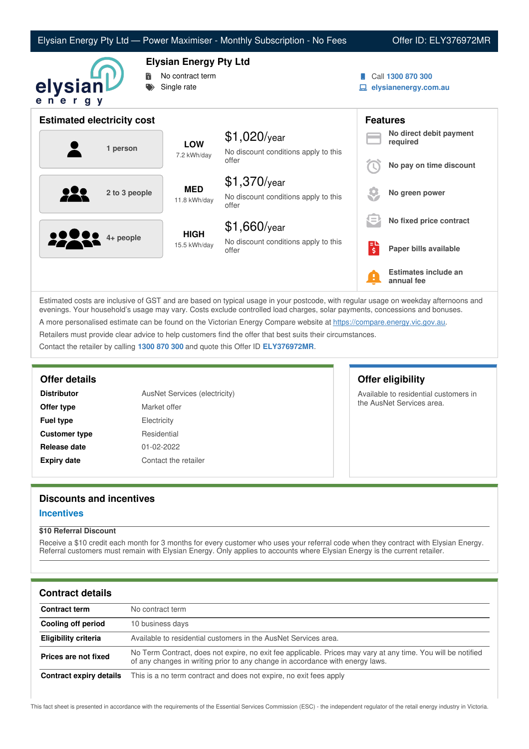# Elysian Energy Pty Ltd — Power Maximiser - Monthly Subscription - No Fees

Offer ID: ELY376972MR

## Elysian Energy Pty Ltd

- No contract term
- Single rate

Call **1300 870 300**
**elysianenergy.com.au**

## Estimated electricity cost

| Household | Usage | Cost |
|---|---|---|
| 1 person | **LOW** 7.2 kWh/day | $1,020/year — No discount conditions apply to this offer |
| 2 to 3 people | **MED** 11.8 kWh/day | $1,370/year — No discount conditions apply to this offer |
| 4+ people | **HIGH** 15.5 kWh/day | $1,660/year — No discount conditions apply to this offer |

## Features

- **No direct debit payment required**
- **No pay on time discount**
- **No green power**
- **No fixed price contract**
- **Paper bills available**
- **Estimates include an annual fee**

Estimated costs are inclusive of GST and are based on typical usage in your postcode, with regular usage on weekday afternoons and evenings. Your household's usage may vary. Costs exclude controlled load charges, solar payments, concessions and bonuses.

A more personalised estimate can be found on the Victorian Energy Compare website at https://compare.energy.vic.gov.au.

Retailers must provide clear advice to help customers find the offer that best suits their circumstances.

Contact the retailer by calling **1300 870 300** and quote this Offer ID **ELY376972MR**.

## Offer details

| | |
|---|---|
| **Distributor** | AusNet Services (electricity) |
| **Offer type** | Market offer |
| **Fuel type** | Electricity |
| **Customer type** | Residential |
| **Release date** | 01-02-2022 |
| **Expiry date** | Contact the retailer |

## Offer eligibility

Available to residential customers in the AusNet Services area.

## Discounts and incentives

### Incentives

**$10 Referral Discount**

Receive a $10 credit each month for 3 months for every customer who uses your referral code when they contract with Elysian Energy. Referral customers must remain with Elysian Energy. Only applies to accounts where Elysian Energy is the current retailer.

## Contract details

| | |
|---|---|
| **Contract term** | No contract term |
| **Cooling off period** | 10 business days |
| **Eligibility criteria** | Available to residential customers in the AusNet Services area. |
| **Prices are not fixed** | No Term Contract, does not expire, no exit fee applicable. Prices may vary at any time. You will be notified of any changes in writing prior to any change in accordance with energy laws. |
| **Contract expiry details** | This is a no term contract and does not expire, no exit fees apply |

This fact sheet is presented in accordance with the requirements of the Essential Services Commission (ESC) - the independent regulator of the retail energy industry in Victoria.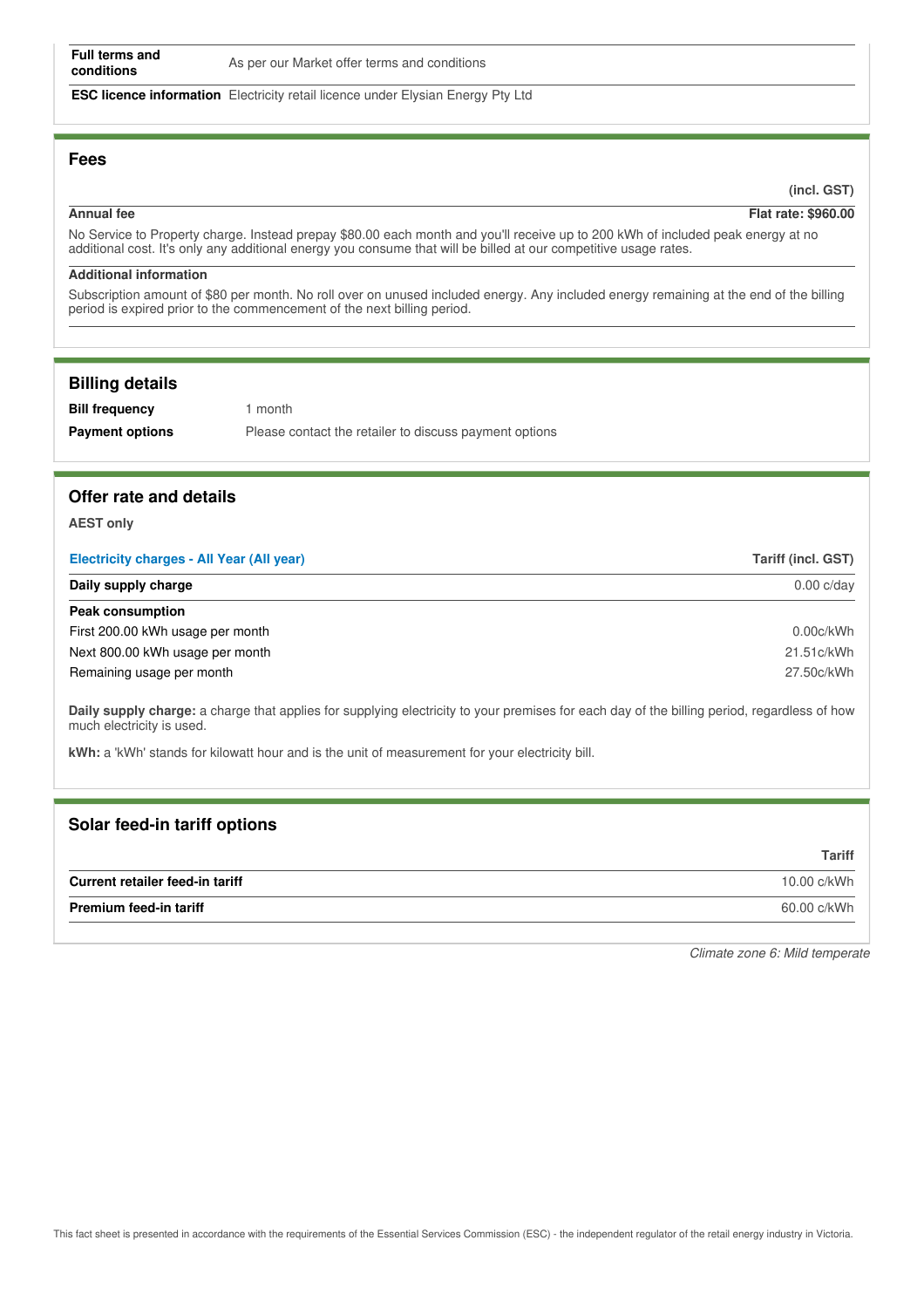| | |
|---|---|
| **Full terms and conditions** | As per our Market offer terms and conditions |
| **ESC licence information** | Electricity retail licence under Elysian Energy Pty Ltd |

## Fees

| | (incl. GST) |
|---|---|
| **Annual fee** | **Flat rate: $960.00** |

No Service to Property charge. Instead prepay $80.00 each month and you'll receive up to 200 kWh of included peak energy at no additional cost. It's only any additional energy you consume that will be billed at our competitive usage rates.

**Additional information**

Subscription amount of $80 per month. No roll over on unused included energy. Any included energy remaining at the end of the billing period is expired prior to the commencement of the next billing period.

## Billing details

| | |
|---|---|
| **Bill frequency** | 1 month |
| **Payment options** | Please contact the retailer to discuss payment options |

## Offer rate and details

**AEST only**

| Electricity charges - All Year (All year) | Tariff (incl. GST) |
|---|---|
| **Daily supply charge** | 0.00 c/day |
| **Peak consumption** | |
| First 200.00 kWh usage per month | 0.00c/kWh |
| Next 800.00 kWh usage per month | 21.51c/kWh |
| Remaining usage per month | 27.50c/kWh |

**Daily supply charge:** a charge that applies for supplying electricity to your premises for each day of the billing period, regardless of how much electricity is used.

**kWh:** a 'kWh' stands for kilowatt hour and is the unit of measurement for your electricity bill.

## Solar feed-in tariff options

| | Tariff |
|---|---|
| **Current retailer feed-in tariff** | 10.00 c/kWh |
| **Premium feed-in tariff** | 60.00 c/kWh |

*Climate zone 6: Mild temperate*

This fact sheet is presented in accordance with the requirements of the Essential Services Commission (ESC) - the independent regulator of the retail energy industry in Victoria.